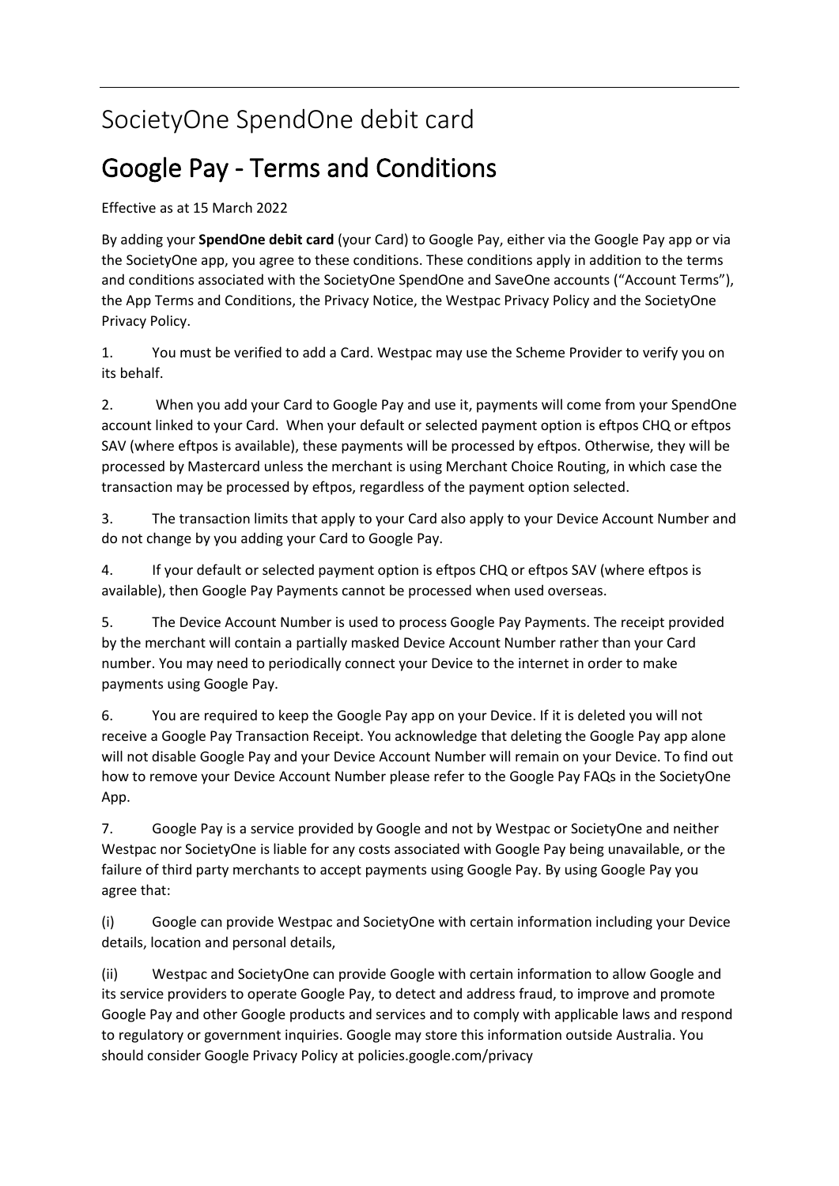# SocietyOne SpendOne debit card

## Google Pay - Terms and Conditions

Effective as at 15 March 2022

By adding your **SpendOne debit card** (your Card) to Google Pay, either via the Google Pay app or via the SocietyOne app, you agree to these conditions. These conditions apply in addition to the terms and conditions associated with the SocietyOne SpendOne and SaveOne accounts ("Account Terms"), the App Terms and Conditions, the Privacy Notice, the Westpac Privacy Policy and the SocietyOne Privacy Policy.

1. You must be verified to add a Card. Westpac may use the Scheme Provider to verify you on its behalf.

2. When you add your Card to Google Pay and use it, payments will come from your SpendOne account linked to your Card. When your default or selected payment option is eftpos CHQ or eftpos SAV (where eftpos is available), these payments will be processed by eftpos. Otherwise, they will be processed by Mastercard unless the merchant is using Merchant Choice Routing, in which case the transaction may be processed by eftpos, regardless of the payment option selected.

3. The transaction limits that apply to your Card also apply to your Device Account Number and do not change by you adding your Card to Google Pay.

4. If your default or selected payment option is eftpos CHQ or eftpos SAV (where eftpos is available), then Google Pay Payments cannot be processed when used overseas.

5. The Device Account Number is used to process Google Pay Payments. The receipt provided by the merchant will contain a partially masked Device Account Number rather than your Card number. You may need to periodically connect your Device to the internet in order to make payments using Google Pay.

6. You are required to keep the Google Pay app on your Device. If it is deleted you will not receive a Google Pay Transaction Receipt. You acknowledge that deleting the Google Pay app alone will not disable Google Pay and your Device Account Number will remain on your Device. To find out how to remove your Device Account Number please refer to the Google Pay FAQs in the SocietyOne App.

7. Google Pay is a service provided by Google and not by Westpac or SocietyOne and neither Westpac nor SocietyOne is liable for any costs associated with Google Pay being unavailable, or the failure of third party merchants to accept payments using Google Pay. By using Google Pay you agree that:

(i) Google can provide Westpac and SocietyOne with certain information including your Device details, location and personal details,

(ii) Westpac and SocietyOne can provide Google with certain information to allow Google and its service providers to operate Google Pay, to detect and address fraud, to improve and promote Google Pay and other Google products and services and to comply with applicable laws and respond to regulatory or government inquiries. Google may store this information outside Australia. You should consider Google Privacy Policy at policies.google.com/privacy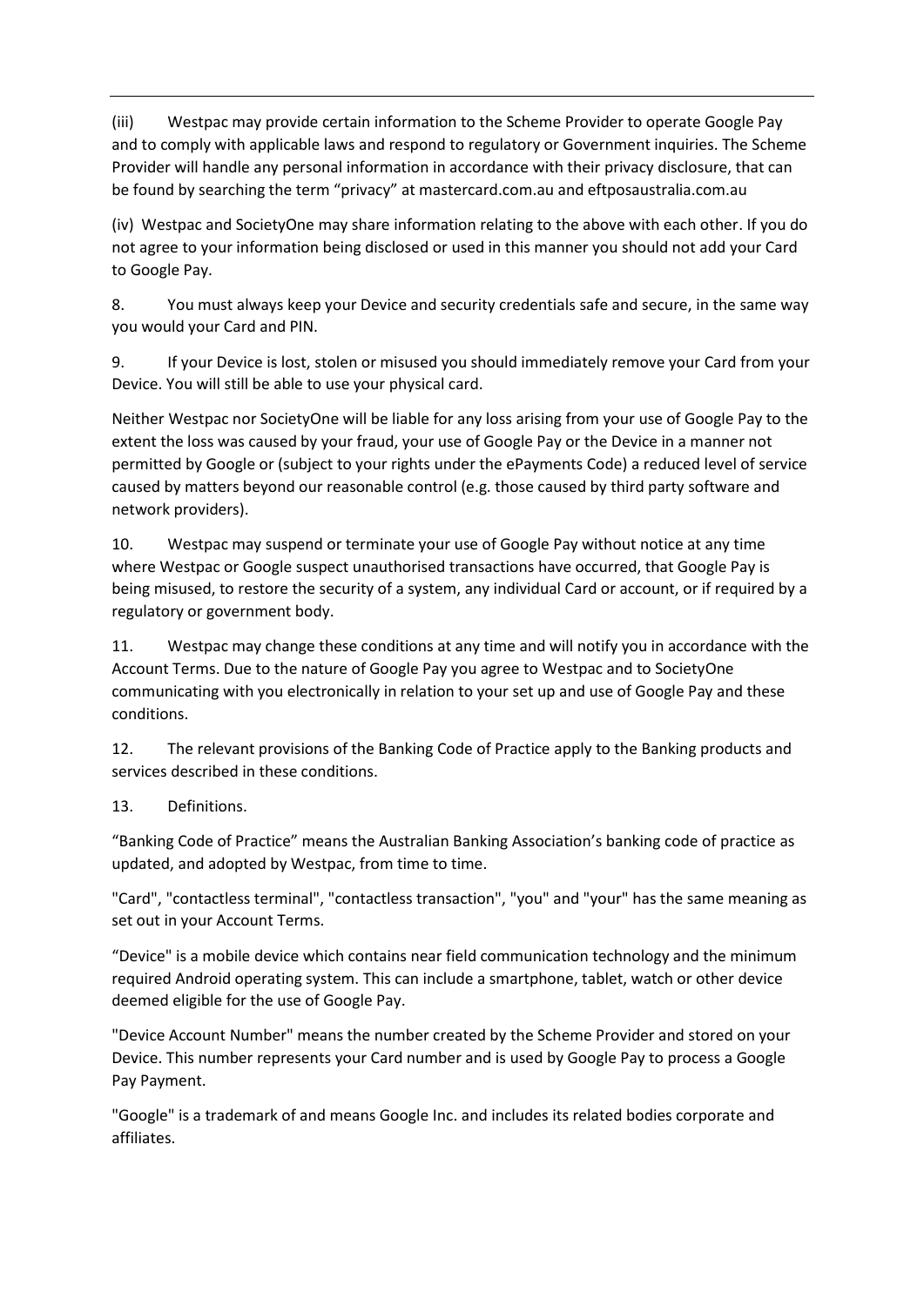(iii) Westpac may provide certain information to the Scheme Provider to operate Google Pay and to comply with applicable laws and respond to regulatory or Government inquiries. The Scheme Provider will handle any personal information in accordance with their privacy disclosure, that can be found by searching the term "privacy" at mastercard.com.au and eftposaustralia.com.au

(iv) Westpac and SocietyOne may share information relating to the above with each other. If you do not agree to your information being disclosed or used in this manner you should not add your Card to Google Pay.

8. You must always keep your Device and security credentials safe and secure, in the same way you would your Card and PIN.

9. If your Device is lost, stolen or misused you should immediately remove your Card from your Device. You will still be able to use your physical card.

Neither Westpac nor SocietyOne will be liable for any loss arising from your use of Google Pay to the extent the loss was caused by your fraud, your use of Google Pay or the Device in a manner not permitted by Google or (subject to your rights under the ePayments Code) a reduced level of service caused by matters beyond our reasonable control (e.g. those caused by third party software and network providers).

10. Westpac may suspend or terminate your use of Google Pay without notice at any time where Westpac or Google suspect unauthorised transactions have occurred, that Google Pay is being misused, to restore the security of a system, any individual Card or account, or if required by a regulatory or government body.

11. Westpac may change these conditions at any time and will notify you in accordance with the Account Terms. Due to the nature of Google Pay you agree to Westpac and to SocietyOne communicating with you electronically in relation to your set up and use of Google Pay and these conditions.

12. The relevant provisions of the Banking Code of Practice apply to the Banking products and services described in these conditions.

13. Definitions.

"Banking Code of Practice" means the Australian Banking Association's banking code of practice as updated, and adopted by Westpac, from time to time.

"Card", "contactless terminal", "contactless transaction", "you" and "your" has the same meaning as set out in your Account Terms.

"Device" is a mobile device which contains near field communication technology and the minimum required Android operating system. This can include a smartphone, tablet, watch or other device deemed eligible for the use of Google Pay.

"Device Account Number" means the number created by the Scheme Provider and stored on your Device. This number represents your Card number and is used by Google Pay to process a Google Pay Payment.

"Google" is a trademark of and means Google Inc. and includes its related bodies corporate and affiliates.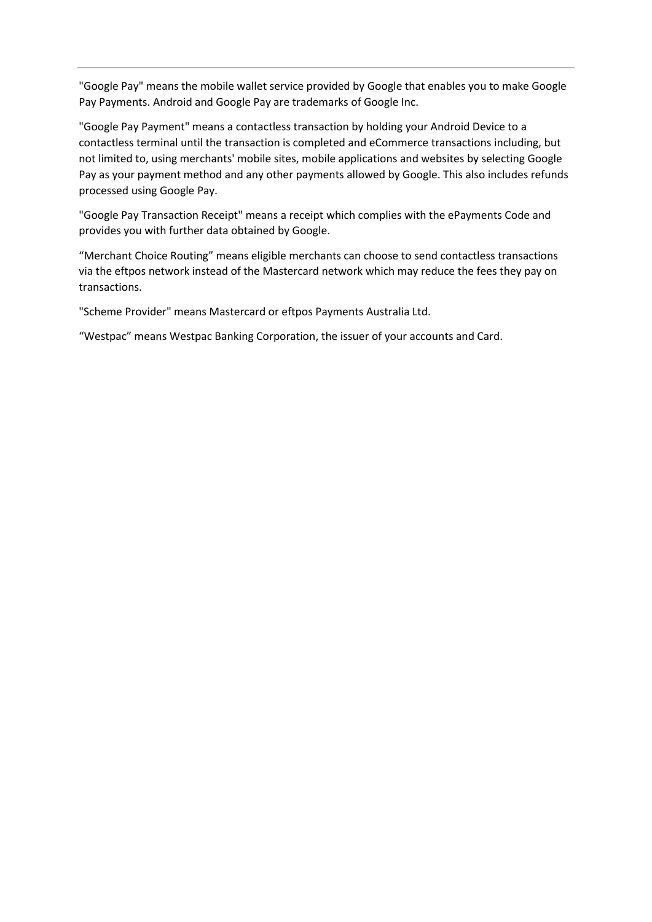"Google Pay" means the mobile wallet service provided by Google that enables you to make Google Pay Payments. Android and Google Pay are trademarks of Google Inc.

"Google Pay Payment" means a contactless transaction by holding your Android Device to a contactless terminal until the transaction is completed and eCommerce transactions including, but not limited to, using merchants' mobile sites, mobile applications and websites by selecting Google Pay as your payment method and any other payments allowed by Google. This also includes refunds processed using Google Pay.

"Google Pay Transaction Receipt" means a receipt which complies with the ePayments Code and provides you with further data obtained by Google.

“Merchant Choice Routing” means eligible merchants can choose to send contactless transactions via the eftpos network instead of the Mastercard network which may reduce the fees they pay on transactions.

"Scheme Provider" means Mastercard or eftpos Payments Australia Ltd.

“Westpac” means Westpac Banking Corporation, the issuer of your accounts and Card.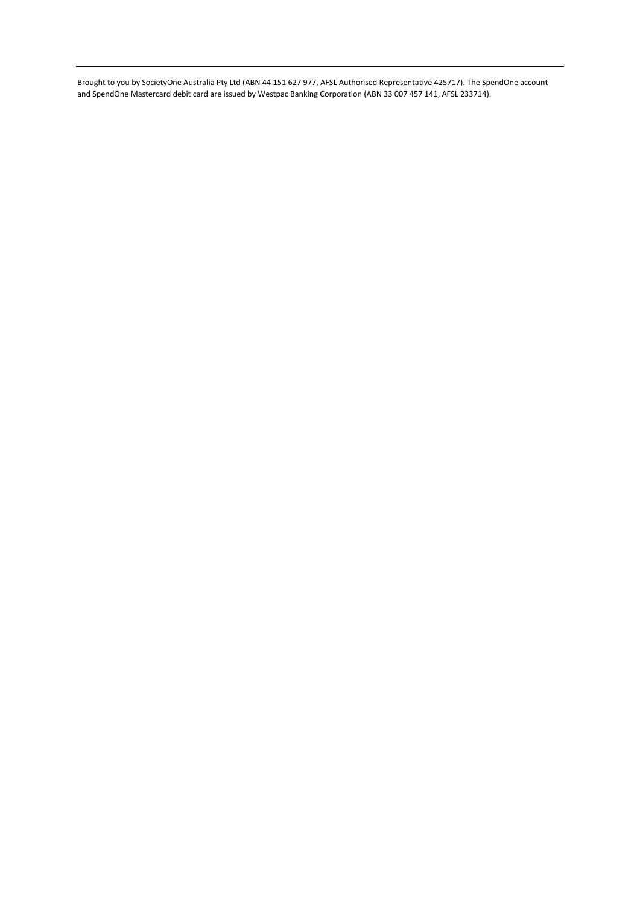Brought to you by SocietyOne Australia Pty Ltd (ABN 44 151 627 977, AFSL Authorised Representative 425717). The SpendOne account and SpendOne Mastercard debit card are issued by Westpac Banking Corporation (ABN 33 007 457 141, AFSL 233714).